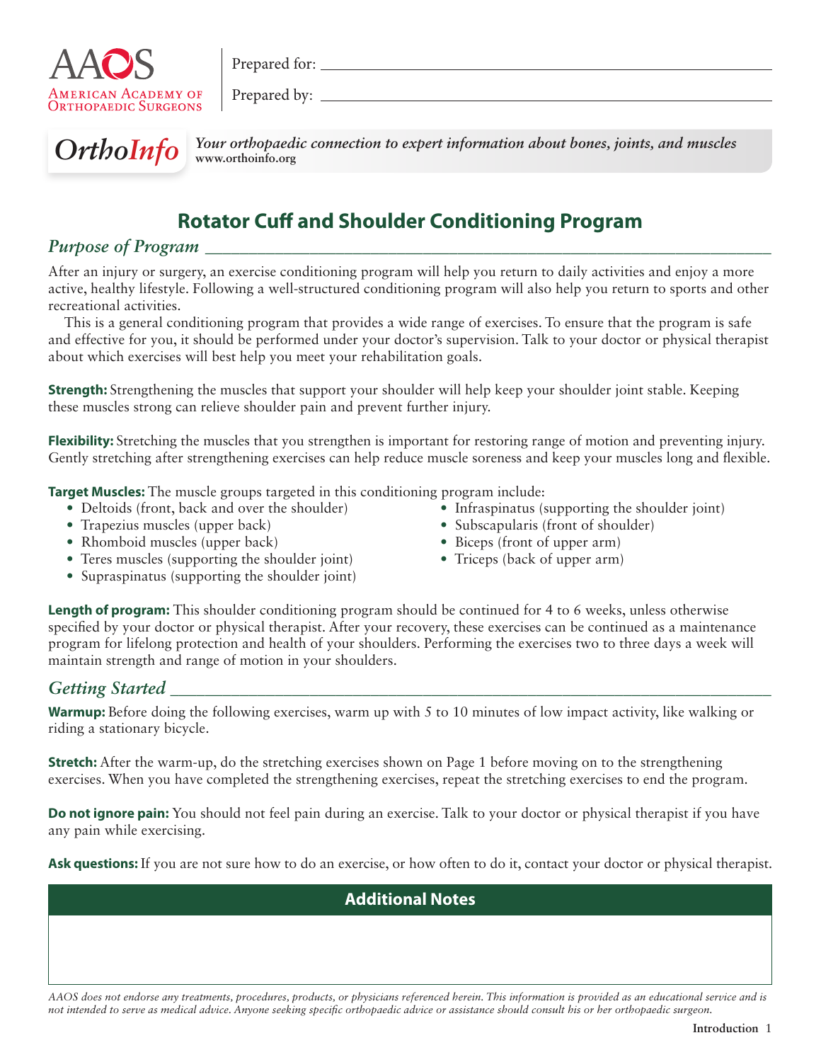AAOS
American Academy of Orthopaedic Surgeons

Prepared for: ____________________

Prepared by: ____________________

*OrthoInfo* — *Your orthopaedic connection to expert information about bones, joints, and muscles*
**www.orthoinfo.org**

# Rotator Cuff and Shoulder Conditioning Program

## *Purpose of Program*

After an injury or surgery, an exercise conditioning program will help you return to daily activities and enjoy a more active, healthy lifestyle. Following a well-structured conditioning program will also help you return to sports and other recreational activities.

This is a general conditioning program that provides a wide range of exercises. To ensure that the program is safe and effective for you, it should be performed under your doctor's supervision. Talk to your doctor or physical therapist about which exercises will best help you meet your rehabilitation goals.

**Strength:** Strengthening the muscles that support your shoulder will help keep your shoulder joint stable. Keeping these muscles strong can relieve shoulder pain and prevent further injury.

**Flexibility:** Stretching the muscles that you strengthen is important for restoring range of motion and preventing injury. Gently stretching after strengthening exercises can help reduce muscle soreness and keep your muscles long and flexible.

**Target Muscles:** The muscle groups targeted in this conditioning program include:

- Deltoids (front, back and over the shoulder)
- Trapezius muscles (upper back)
- Rhomboid muscles (upper back)
- Teres muscles (supporting the shoulder joint)
- Supraspinatus (supporting the shoulder joint)
- Infraspinatus (supporting the shoulder joint)
- Subscapularis (front of shoulder)
- Biceps (front of upper arm)
- Triceps (back of upper arm)

**Length of program:** This shoulder conditioning program should be continued for 4 to 6 weeks, unless otherwise specified by your doctor or physical therapist. After your recovery, these exercises can be continued as a maintenance program for lifelong protection and health of your shoulders. Performing the exercises two to three days a week will maintain strength and range of motion in your shoulders.

## *Getting Started*

**Warmup:** Before doing the following exercises, warm up with 5 to 10 minutes of low impact activity, like walking or riding a stationary bicycle.

**Stretch:** After the warm-up, do the stretching exercises shown on Page 1 before moving on to the strengthening exercises. When you have completed the strengthening exercises, repeat the stretching exercises to end the program.

**Do not ignore pain:** You should not feel pain during an exercise. Talk to your doctor or physical therapist if you have any pain while exercising.

**Ask questions:** If you are not sure how to do an exercise, or how often to do it, contact your doctor or physical therapist.

| Additional Notes |
| --- |
| |

*AAOS does not endorse any treatments, procedures, products, or physicians referenced herein. This information is provided as an educational service and is not intended to serve as medical advice. Anyone seeking specific orthopaedic advice or assistance should consult his or her orthopaedic surgeon.*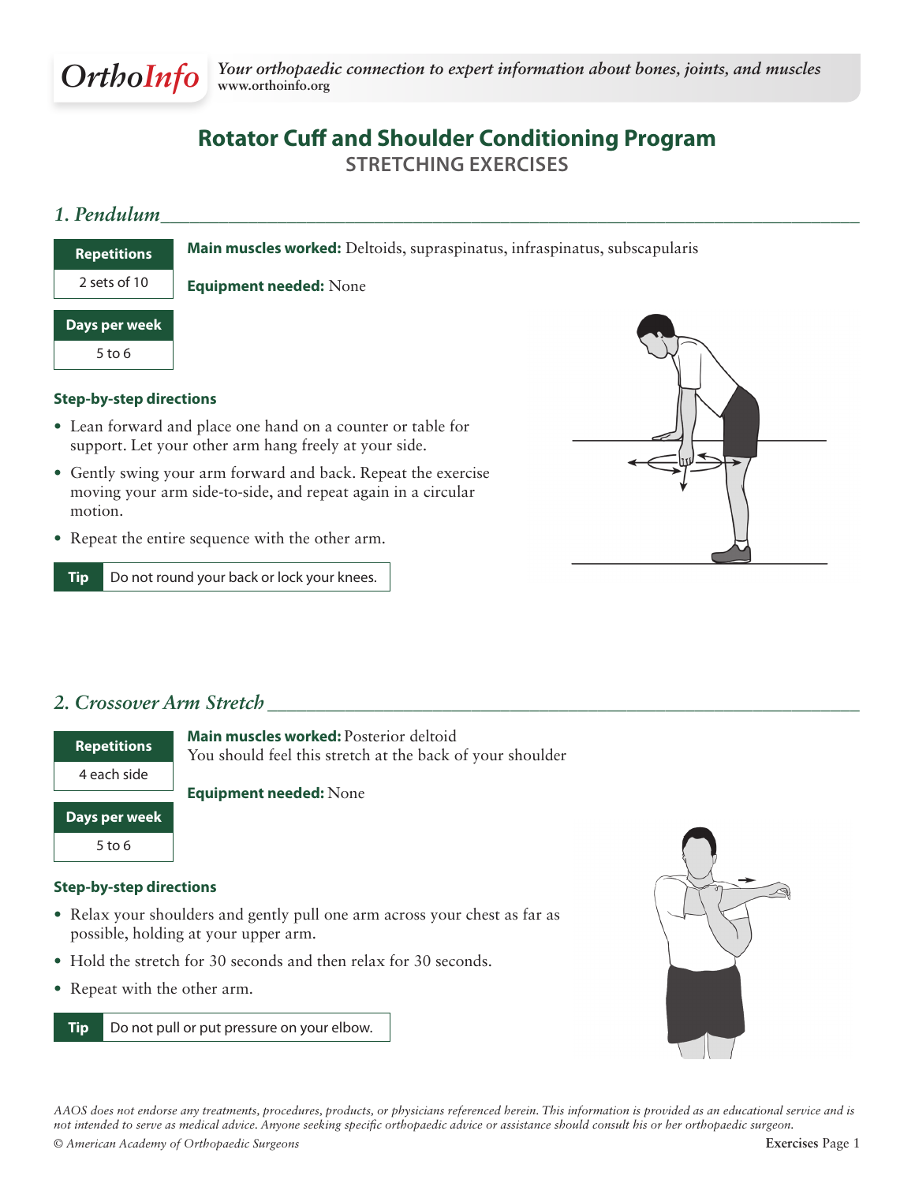# Rotator Cuff and Shoulder Conditioning Program

## STRETCHING EXERCISES

### *1. Pendulum*

| Repetitions |
| --- |
| 2 sets of 10 |

| Days per week |
| --- |
| 5 to 6 |

**Main muscles worked:** Deltoids, supraspinatus, infraspinatus, subscapularis

**Equipment needed:** None

**Step-by-step directions**

- Lean forward and place one hand on a counter or table for support. Let your other arm hang freely at your side.
- Gently swing your arm forward and back. Repeat the exercise moving your arm side-to-side, and repeat again in a circular motion.
- Repeat the entire sequence with the other arm.

**Tip** Do not round your back or lock your knees.

### *2. Crossover Arm Stretch*

| Repetitions |
| --- |
| 4 each side |

| Days per week |
| --- |
| 5 to 6 |

**Main muscles worked:** Posterior deltoid
You should feel this stretch at the back of your shoulder

**Equipment needed:** None

**Step-by-step directions**

- Relax your shoulders and gently pull one arm across your chest as far as possible, holding at your upper arm.
- Hold the stretch for 30 seconds and then relax for 30 seconds.
- Repeat with the other arm.

**Tip** Do not pull or put pressure on your elbow.

*AAOS does not endorse any treatments, procedures, products, or physicians referenced herein. This information is provided as an educational service and is not intended to serve as medical advice. Anyone seeking specific orthopaedic advice or assistance should consult his or her orthopaedic surgeon.*

*© American Academy of Orthopaedic Surgeons*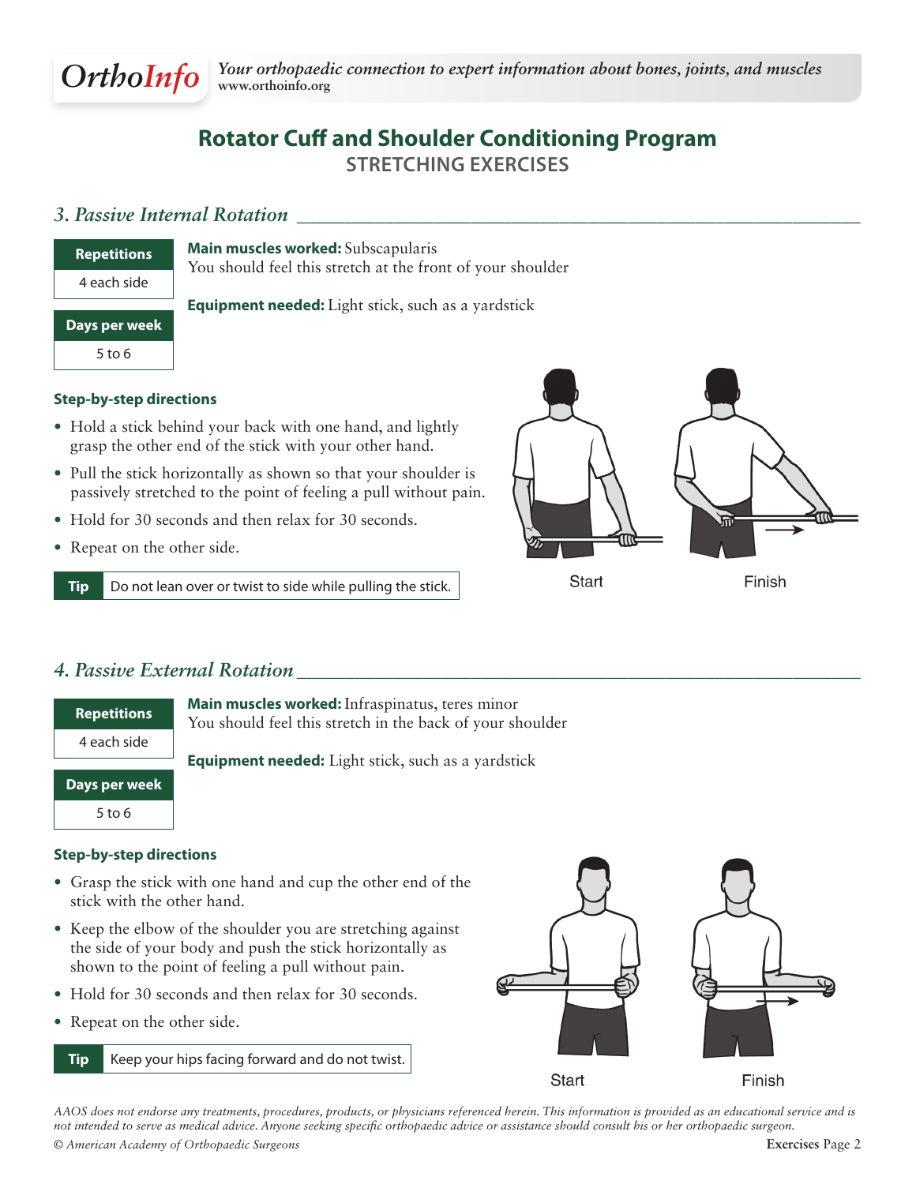# Rotator Cuff and Shoulder Conditioning Program

## STRETCHING EXERCISES

### *3. Passive Internal Rotation*

| Repetitions |
| --- |
| 4 each side |

| Days per week |
| --- |
| 5 to 6 |

**Main muscles worked:** Subscapularis
You should feel this stretch at the front of your shoulder

**Equipment needed:** Light stick, such as a yardstick

**Step-by-step directions**

- Hold a stick behind your back with one hand, and lightly grasp the other end of the stick with your other hand.
- Pull the stick horizontally as shown so that your shoulder is passively stretched to the point of feeling a pull without pain.
- Hold for 30 seconds and then relax for 30 seconds.
- Repeat on the other side.

**Tip** Do not lean over or twist to side while pulling the stick.

Start Finish

### *4. Passive External Rotation*

| Repetitions |
| --- |
| 4 each side |

| Days per week |
| --- |
| 5 to 6 |

**Main muscles worked:** Infraspinatus, teres minor
You should feel this stretch in the back of your shoulder

**Equipment needed:** Light stick, such as a yardstick

**Step-by-step directions**

- Grasp the stick with one hand and cup the other end of the stick with the other hand.
- Keep the elbow of the shoulder you are stretching against the side of your body and push the stick horizontally as shown to the point of feeling a pull without pain.
- Hold for 30 seconds and then relax for 30 seconds.
- Repeat on the other side.

**Tip** Keep your hips facing forward and do not twist.

Start Finish

*AAOS does not endorse any treatments, procedures, products, or physicians referenced herein. This information is provided as an educational service and is not intended to serve as medical advice. Anyone seeking specific orthopaedic advice or assistance should consult his or her orthopaedic surgeon.*

*© American Academy of Orthopaedic Surgeons*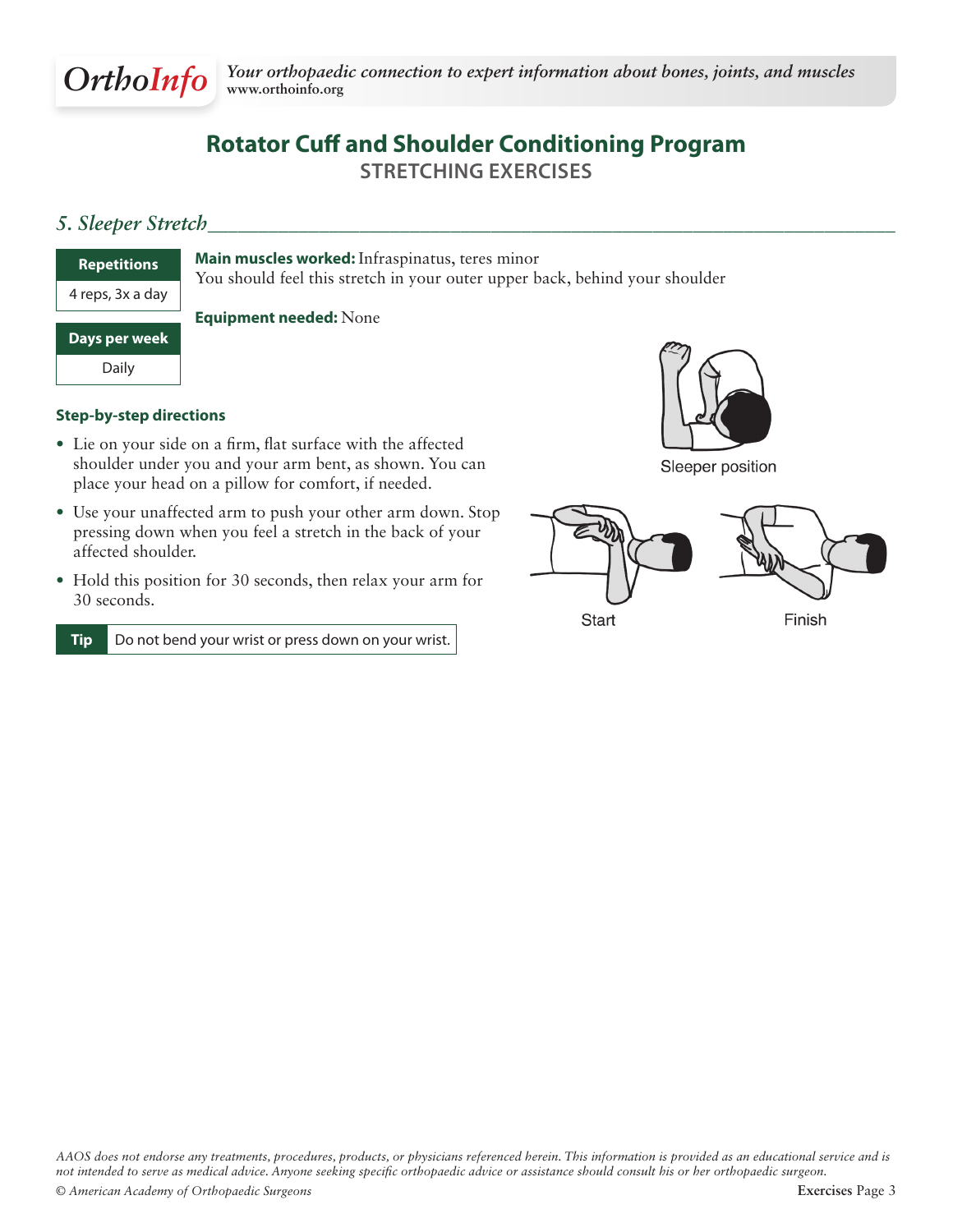# Rotator Cuff and Shoulder Conditioning Program

## STRETCHING EXERCISES

### *5. Sleeper Stretch*

| Repetitions |
| --- |
| 4 reps, 3x a day |

| Days per week |
| --- |
| Daily |

**Main muscles worked:** Infraspinatus, teres minor
You should feel this stretch in your outer upper back, behind your shoulder

**Equipment needed:** None

Sleeper position

Start

Finish

#### Step-by-step directions

- Lie on your side on a firm, flat surface with the affected shoulder under you and your arm bent, as shown. You can place your head on a pillow for comfort, if needed.
- Use your unaffected arm to push your other arm down. Stop pressing down when you feel a stretch in the back of your affected shoulder.
- Hold this position for 30 seconds, then relax your arm for 30 seconds.

**Tip** Do not bend your wrist or press down on your wrist.

*AAOS does not endorse any treatments, procedures, products, or physicians referenced herein. This information is provided as an educational service and is not intended to serve as medical advice. Anyone seeking specific orthopaedic advice or assistance should consult his or her orthopaedic surgeon.*

*© American Academy of Orthopaedic Surgeons*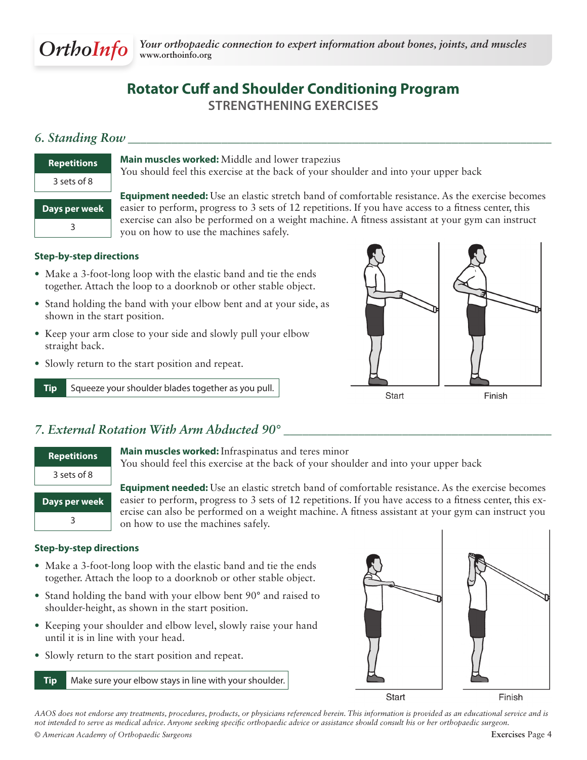# Rotator Cuff and Shoulder Conditioning Program

## STRENGTHENING EXERCISES

### *6. Standing Row*

**Repetitions**

3 sets of 8

**Days per week**

3

**Main muscles worked:** Middle and lower trapezius
You should feel this exercise at the back of your shoulder and into your upper back

**Equipment needed:** Use an elastic stretch band of comfortable resistance. As the exercise becomes easier to perform, progress to 3 sets of 12 repetitions. If you have access to a fitness center, this exercise can also be performed on a weight machine. A fitness assistant at your gym can instruct you on how to use the machines safely.

**Step-by-step directions**

- Make a 3-foot-long loop with the elastic band and tie the ends together. Attach the loop to a doorknob or other stable object.
- Stand holding the band with your elbow bent and at your side, as shown in the start position.
- Keep your arm close to your side and slowly pull your elbow straight back.
- Slowly return to the start position and repeat.

**Tip** Squeeze your shoulder blades together as you pull.

Start Finish

### *7. External Rotation With Arm Abducted 90°*

**Repetitions**

3 sets of 8

**Days per week**

3

**Main muscles worked:** Infraspinatus and teres minor
You should feel this exercise at the back of your shoulder and into your upper back

**Equipment needed:** Use an elastic stretch band of comfortable resistance. As the exercise becomes easier to perform, progress to 3 sets of 12 repetitions. If you have access to a fitness center, this exercise can also be performed on a weight machine. A fitness assistant at your gym can instruct you on how to use the machines safely.

**Step-by-step directions**

- Make a 3-foot-long loop with the elastic band and tie the ends together. Attach the loop to a doorknob or other stable object.
- Stand holding the band with your elbow bent 90° and raised to shoulder-height, as shown in the start position.
- Keeping your shoulder and elbow level, slowly raise your hand until it is in line with your head.
- Slowly return to the start position and repeat.

**Tip** Make sure your elbow stays in line with your shoulder.

Start Finish

*AAOS does not endorse any treatments, procedures, products, or physicians referenced herein. This information is provided as an educational service and is not intended to serve as medical advice. Anyone seeking specific orthopaedic advice or assistance should consult his or her orthopaedic surgeon.*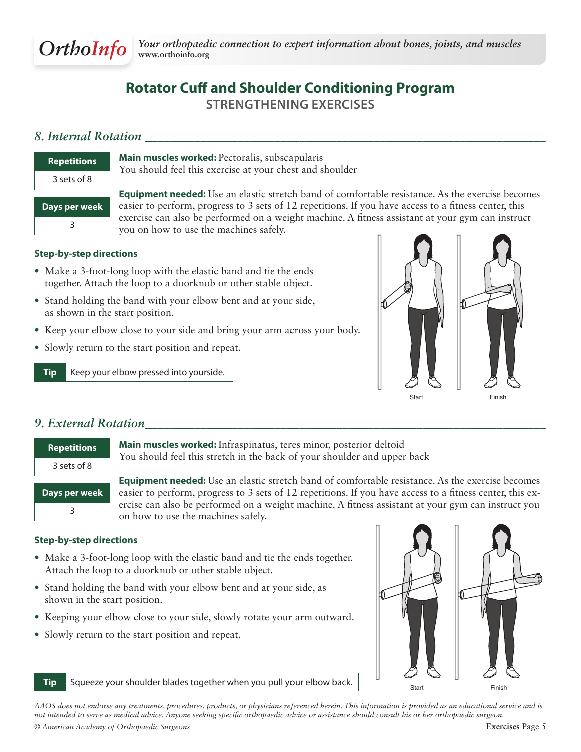# Rotator Cuff and Shoulder Conditioning Program

## STRENGTHENING EXERCISES

### 8. Internal Rotation

| Repetitions |
| --- |
| 3 sets of 8 |

| Days per week |
| --- |
| 3 |

**Main muscles worked:** Pectoralis, subscapularis
You should feel this exercise at your chest and shoulder

**Equipment needed:** Use an elastic stretch band of comfortable resistance. As the exercise becomes easier to perform, progress to 3 sets of 12 repetitions. If you have access to a fitness center, this exercise can also be performed on a weight machine. A fitness assistant at your gym can instruct you on how to use the machines safely.

**Step-by-step directions**

- Make a 3-foot-long loop with the elastic band and tie the ends together. Attach the loop to a doorknob or other stable object.
- Stand holding the band with your elbow bent and at your side, as shown in the start position.
- Keep your elbow close to your side and bring your arm across your body.
- Slowly return to the start position and repeat.

**Tip** Keep your elbow pressed into yourside.

Start Finish

### 9. External Rotation

| Repetitions |
| --- |
| 3 sets of 8 |

| Days per week |
| --- |
| 3 |

**Main muscles worked:** Infraspinatus, teres minor, posterior deltoid
You should feel this stretch in the back of your shoulder and upper back

**Equipment needed:** Use an elastic stretch band of comfortable resistance. As the exercise becomes easier to perform, progress to 3 sets of 12 repetitions. If you have access to a fitness center, this exercise can also be performed on a weight machine. A fitness assistant at your gym can instruct you on how to use the machines safely.

**Step-by-step directions**

- Make a 3-foot-long loop with the elastic band and tie the ends together. Attach the loop to a doorknob or other stable object.
- Stand holding the band with your elbow bent and at your side, as shown in the start position.
- Keeping your elbow close to your side, slowly rotate your arm outward.
- Slowly return to the start position and repeat.

**Tip** Squeeze your shoulder blades together when you pull your elbow back.

Start Finish

*AAOS does not endorse any treatments, procedures, products, or physicians referenced herein. This information is provided as an educational service and is not intended to serve as medical advice. Anyone seeking specific orthopaedic advice or assistance should consult his or her orthopaedic surgeon.*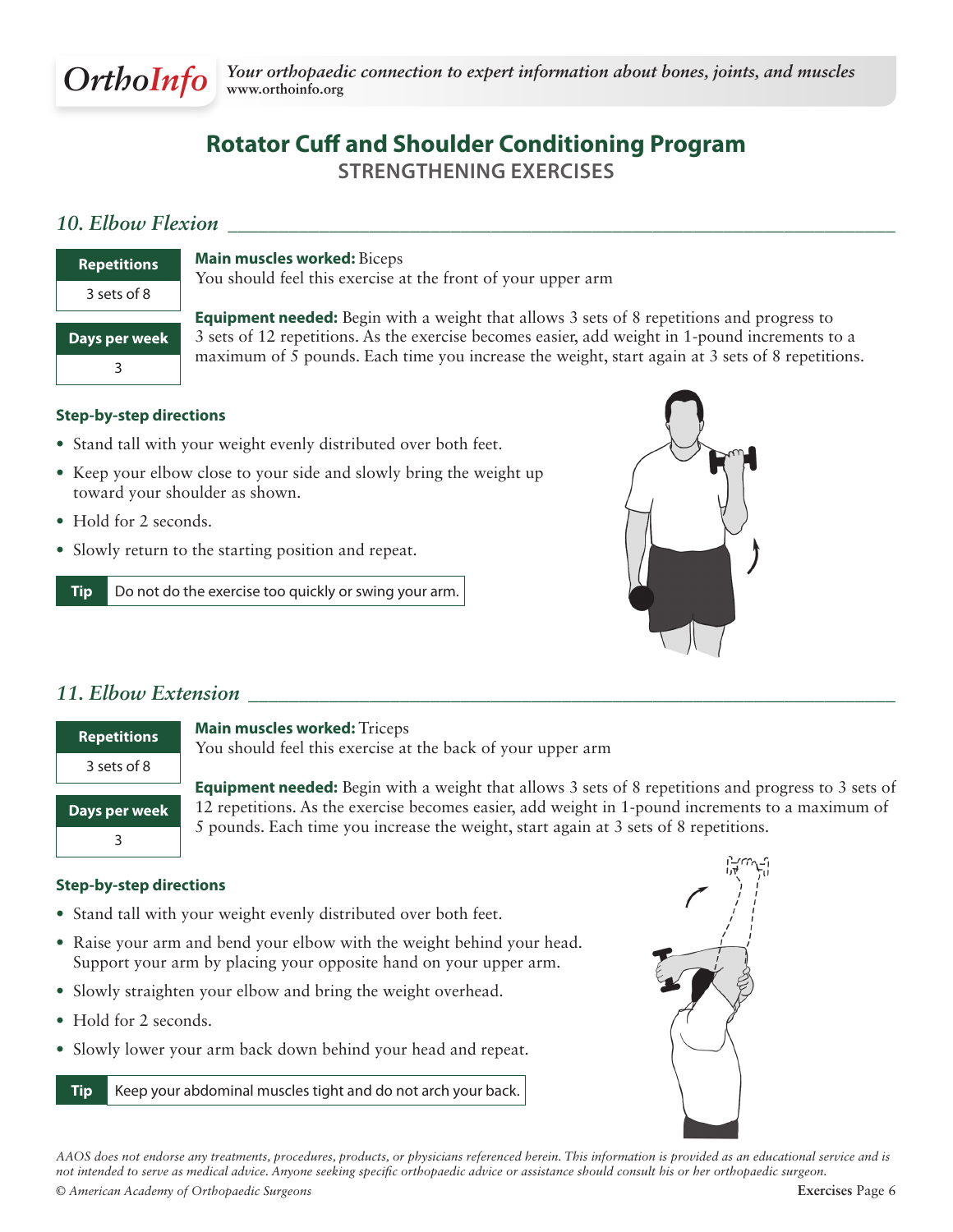# Rotator Cuff and Shoulder Conditioning Program

## STRENGTHENING EXERCISES

### *10. Elbow Flexion*

| Repetitions |
| --- |
| 3 sets of 8 |

| Days per week |
| --- |
| 3 |

**Main muscles worked:** Biceps
You should feel this exercise at the front of your upper arm

**Equipment needed:** Begin with a weight that allows 3 sets of 8 repetitions and progress to 3 sets of 12 repetitions. As the exercise becomes easier, add weight in 1-pound increments to a maximum of 5 pounds. Each time you increase the weight, start again at 3 sets of 8 repetitions.

**Step-by-step directions**

- Stand tall with your weight evenly distributed over both feet.
- Keep your elbow close to your side and slowly bring the weight up toward your shoulder as shown.
- Hold for 2 seconds.
- Slowly return to the starting position and repeat.

**Tip** Do not do the exercise too quickly or swing your arm.

### *11. Elbow Extension*

| Repetitions |
| --- |
| 3 sets of 8 |

| Days per week |
| --- |
| 3 |

**Main muscles worked:** Triceps
You should feel this exercise at the back of your upper arm

**Equipment needed:** Begin with a weight that allows 3 sets of 8 repetitions and progress to 3 sets of 12 repetitions. As the exercise becomes easier, add weight in 1-pound increments to a maximum of 5 pounds. Each time you increase the weight, start again at 3 sets of 8 repetitions.

**Step-by-step directions**

- Stand tall with your weight evenly distributed over both feet.
- Raise your arm and bend your elbow with the weight behind your head. Support your arm by placing your opposite hand on your upper arm.
- Slowly straighten your elbow and bring the weight overhead.
- Hold for 2 seconds.
- Slowly lower your arm back down behind your head and repeat.

**Tip** Keep your abdominal muscles tight and do not arch your back.

*AAOS does not endorse any treatments, procedures, products, or physicians referenced herein. This information is provided as an educational service and is not intended to serve as medical advice. Anyone seeking specific orthopaedic advice or assistance should consult his or her orthopaedic surgeon.*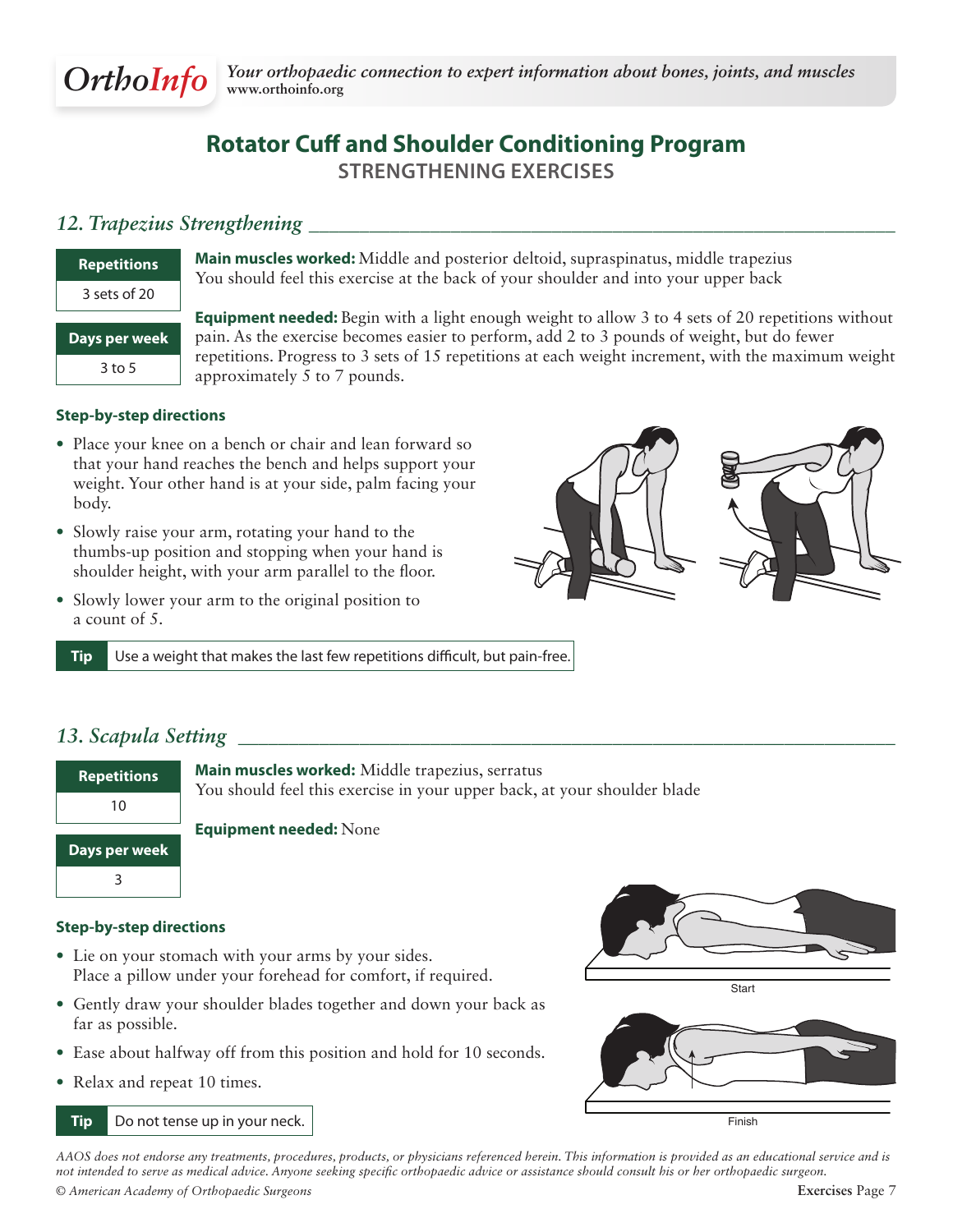# Rotator Cuff and Shoulder Conditioning Program

## STRENGTHENING EXERCISES

### *12. Trapezius Strengthening*

| Repetitions |
| --- |
| 3 sets of 20 |

| Days per week |
| --- |
| 3 to 5 |

**Main muscles worked:** Middle and posterior deltoid, supraspinatus, middle trapezius
You should feel this exercise at the back of your shoulder and into your upper back

**Equipment needed:** Begin with a light enough weight to allow 3 to 4 sets of 20 repetitions without pain. As the exercise becomes easier to perform, add 2 to 3 pounds of weight, but do fewer repetitions. Progress to 3 sets of 15 repetitions at each weight increment, with the maximum weight approximately 5 to 7 pounds.

**Step-by-step directions**

- Place your knee on a bench or chair and lean forward so that your hand reaches the bench and helps support your weight. Your other hand is at your side, palm facing your body.
- Slowly raise your arm, rotating your hand to the thumbs-up position and stopping when your hand is shoulder height, with your arm parallel to the floor.
- Slowly lower your arm to the original position to a count of 5.

**Tip** Use a weight that makes the last few repetitions difficult, but pain-free.

### *13. Scapula Setting*

| Repetitions |
| --- |
| 10 |

| Days per week |
| --- |
| 3 |

**Main muscles worked:** Middle trapezius, serratus
You should feel this exercise in your upper back, at your shoulder blade

**Equipment needed:** None

**Step-by-step directions**

- Lie on your stomach with your arms by your sides. Place a pillow under your forehead for comfort, if required.
- Gently draw your shoulder blades together and down your back as far as possible.
- Ease about halfway off from this position and hold for 10 seconds.
- Relax and repeat 10 times.

Start

Finish

**Tip** Do not tense up in your neck.

*AAOS does not endorse any treatments, procedures, products, or physicians referenced herein. This information is provided as an educational service and is not intended to serve as medical advice. Anyone seeking specific orthopaedic advice or assistance should consult his or her orthopaedic surgeon.*

© American Academy of Orthopaedic Surgeons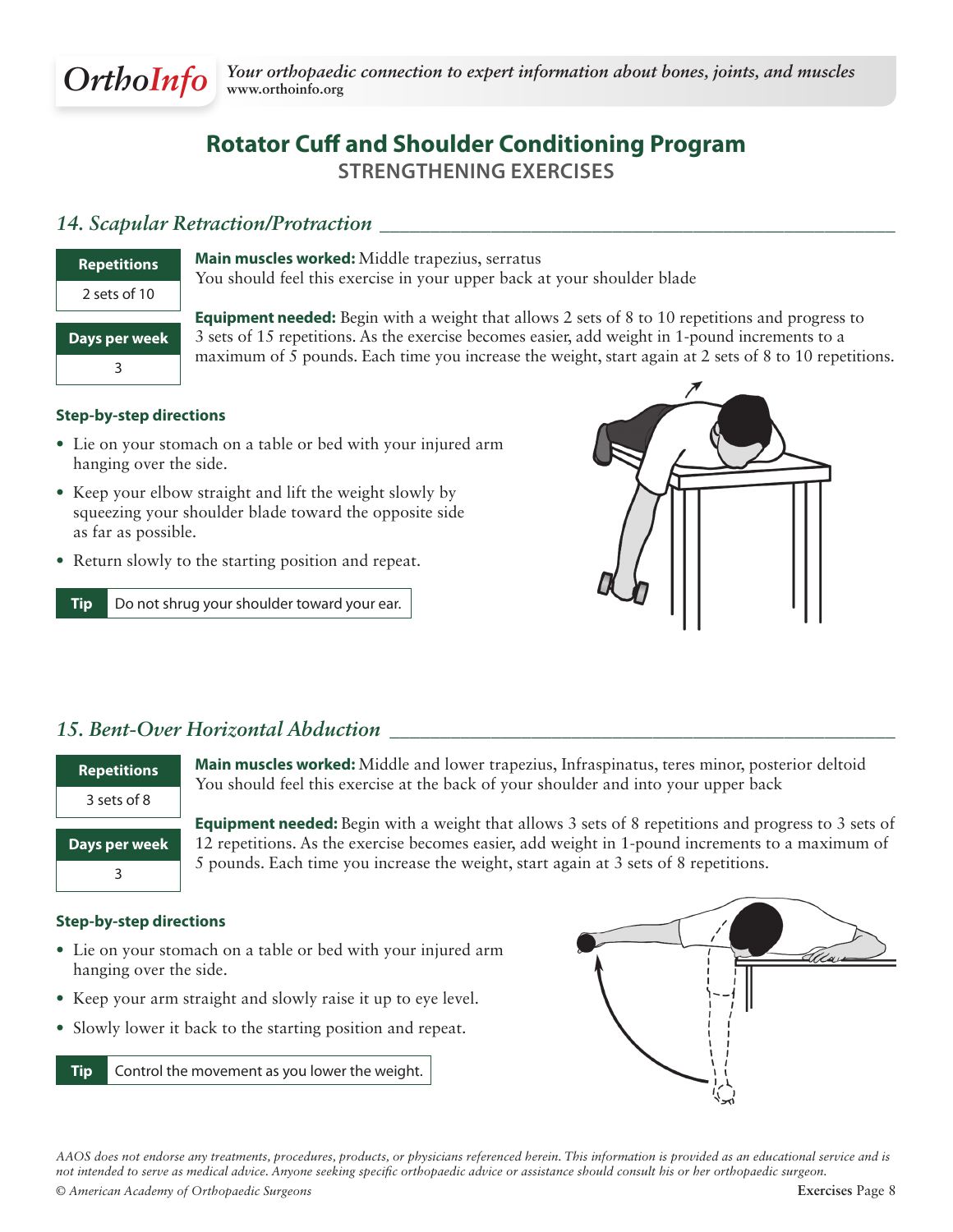# Rotator Cuff and Shoulder Conditioning Program

## STRENGTHENING EXERCISES

### *14. Scapular Retraction/Protraction*

| Repetitions |
| --- |
| 2 sets of 10 |

| Days per week |
| --- |
| 3 |

**Main muscles worked:** Middle trapezius, serratus
You should feel this exercise in your upper back at your shoulder blade

**Equipment needed:** Begin with a weight that allows 2 sets of 8 to 10 repetitions and progress to 3 sets of 15 repetitions. As the exercise becomes easier, add weight in 1-pound increments to a maximum of 5 pounds. Each time you increase the weight, start again at 2 sets of 8 to 10 repetitions.

**Step-by-step directions**

- Lie on your stomach on a table or bed with your injured arm hanging over the side.
- Keep your elbow straight and lift the weight slowly by squeezing your shoulder blade toward the opposite side as far as possible.
- Return slowly to the starting position and repeat.

**Tip** Do not shrug your shoulder toward your ear.

### *15. Bent-Over Horizontal Abduction*

| Repetitions |
| --- |
| 3 sets of 8 |

| Days per week |
| --- |
| 3 |

**Main muscles worked:** Middle and lower trapezius, Infraspinatus, teres minor, posterior deltoid
You should feel this exercise at the back of your shoulder and into your upper back

**Equipment needed:** Begin with a weight that allows 3 sets of 8 repetitions and progress to 3 sets of 12 repetitions. As the exercise becomes easier, add weight in 1-pound increments to a maximum of 5 pounds. Each time you increase the weight, start again at 3 sets of 8 repetitions.

**Step-by-step directions**

- Lie on your stomach on a table or bed with your injured arm hanging over the side.
- Keep your arm straight and slowly raise it up to eye level.
- Slowly lower it back to the starting position and repeat.

**Tip** Control the movement as you lower the weight.

*AAOS does not endorse any treatments, procedures, products, or physicians referenced herein. This information is provided as an educational service and is not intended to serve as medical advice. Anyone seeking specific orthopaedic advice or assistance should consult his or her orthopaedic surgeon.*

*© American Academy of Orthopaedic Surgeons*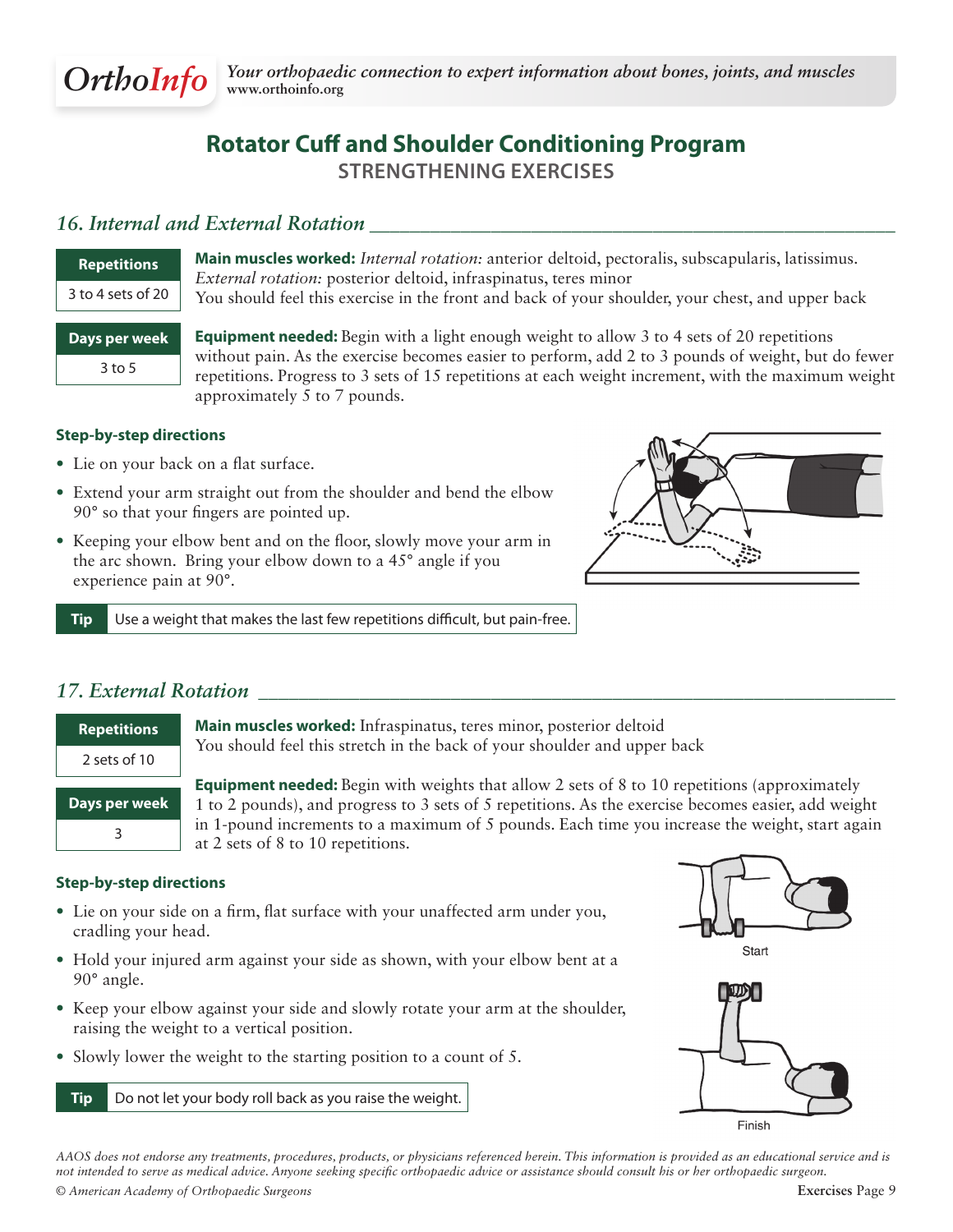# Rotator Cuff and Shoulder Conditioning Program

## STRENGTHENING EXERCISES

### *16. Internal and External Rotation*

| Repetitions |
|---|
| 3 to 4 sets of 20 |

| Days per week |
|---|
| 3 to 5 |

**Main muscles worked:** *Internal rotation:* anterior deltoid, pectoralis, subscapularis, latissimus. *External rotation:* posterior deltoid, infraspinatus, teres minor
You should feel this exercise in the front and back of your shoulder, your chest, and upper back

**Equipment needed:** Begin with a light enough weight to allow 3 to 4 sets of 20 repetitions without pain. As the exercise becomes easier to perform, add 2 to 3 pounds of weight, but do fewer repetitions. Progress to 3 sets of 15 repetitions at each weight increment, with the maximum weight approximately 5 to 7 pounds.

**Step-by-step directions**

- Lie on your back on a flat surface.
- Extend your arm straight out from the shoulder and bend the elbow 90° so that your fingers are pointed up.
- Keeping your elbow bent and on the floor, slowly move your arm in the arc shown. Bring your elbow down to a 45° angle if you experience pain at 90°.

**Tip** Use a weight that makes the last few repetitions difficult, but pain-free.

### *17. External Rotation*

| Repetitions |
|---|
| 2 sets of 10 |

| Days per week |
|---|
| 3 |

**Main muscles worked:** Infraspinatus, teres minor, posterior deltoid
You should feel this stretch in the back of your shoulder and upper back

**Equipment needed:** Begin with weights that allow 2 sets of 8 to 10 repetitions (approximately 1 to 2 pounds), and progress to 3 sets of 5 repetitions. As the exercise becomes easier, add weight in 1-pound increments to a maximum of 5 pounds. Each time you increase the weight, start again at 2 sets of 8 to 10 repetitions.

**Step-by-step directions**

- Lie on your side on a firm, flat surface with your unaffected arm under you, cradling your head.
- Hold your injured arm against your side as shown, with your elbow bent at a 90° angle.
- Keep your elbow against your side and slowly rotate your arm at the shoulder, raising the weight to a vertical position.
- Slowly lower the weight to the starting position to a count of 5.

Start

Finish

**Tip** Do not let your body roll back as you raise the weight.

*AAOS does not endorse any treatments, procedures, products, or physicians referenced herein. This information is provided as an educational service and is not intended to serve as medical advice. Anyone seeking specific orthopaedic advice or assistance should consult his or her orthopaedic surgeon.*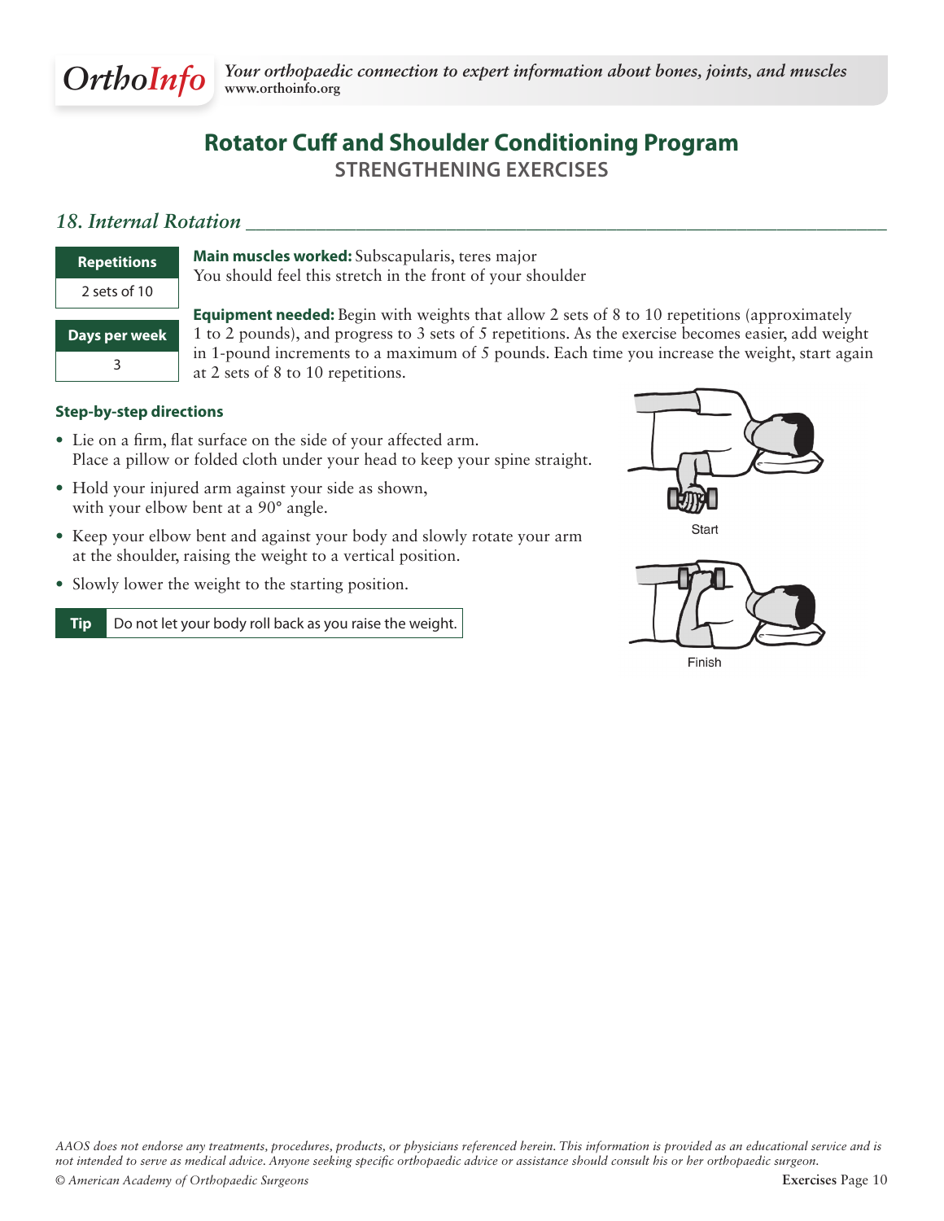## Rotator Cuff and Shoulder Conditioning Program

**STRENGTHENING EXERCISES**

### *18. Internal Rotation*

| Repetitions |
|---|
| 2 sets of 10 |

| Days per week |
|---|
| 3 |

**Main muscles worked:** Subscapularis, teres major
You should feel this stretch in the front of your shoulder

**Equipment needed:** Begin with weights that allow 2 sets of 8 to 10 repetitions (approximately 1 to 2 pounds), and progress to 3 sets of 5 repetitions. As the exercise becomes easier, add weight in 1-pound increments to a maximum of 5 pounds. Each time you increase the weight, start again at 2 sets of 8 to 10 repetitions.

**Step-by-step directions**

- Lie on a firm, flat surface on the side of your affected arm. Place a pillow or folded cloth under your head to keep your spine straight.
- Hold your injured arm against your side as shown, with your elbow bent at a 90° angle.
- Keep your elbow bent and against your body and slowly rotate your arm at the shoulder, raising the weight to a vertical position.
- Slowly lower the weight to the starting position.

**Tip** Do not let your body roll back as you raise the weight.

Start

Finish

*AAOS does not endorse any treatments, procedures, products, or physicians referenced herein. This information is provided as an educational service and is not intended to serve as medical advice. Anyone seeking specific orthopaedic advice or assistance should consult his or her orthopaedic surgeon.*